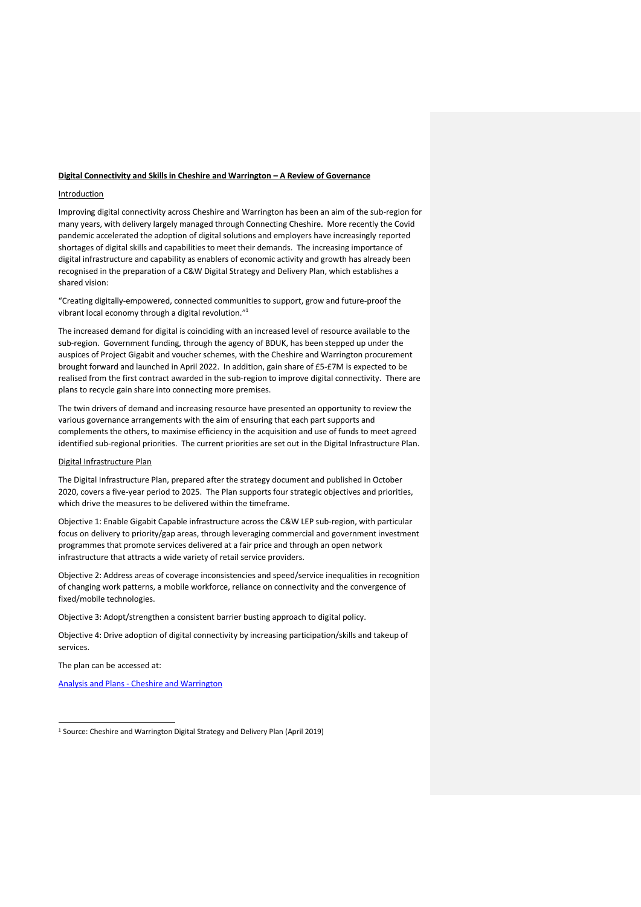# **Digital Connectivity and Skills in Cheshire and Warrington – A Review of Governance**

## Introduction

Improving digital connectivity across Cheshire and Warrington has been an aim of the sub-region for many years, with delivery largely managed through Connecting Cheshire. More recently the Covid pandemic accelerated the adoption of digital solutions and employers have increasingly reported shortages of digital skills and capabilities to meet their demands. The increasing importance of digital infrastructure and capability as enablers of economic activity and growth has already been recognised in the preparation of a C&W Digital Strategy and Delivery Plan, which establishes a shared vision:

"Creating digitally-empowered, connected communities to support, grow and future-proof the vibrant local economy through a digital revolution."[1]

The increased demand for digital is coinciding with an increased level of resource available to the sub-region. Government funding, through the agency of BDUK, has been stepped up under the auspices of Project Gigabit and voucher schemes, with the Cheshire and Warrington procurement brought forward and launched in April 2022. In addition, gain share of £5-£7M is expected to be realised from the first contract awarded in the sub-region to improve digital connectivity. There are plans to recycle gain share into connecting more premises.

The twin drivers of demand and increasing resource have presented an opportunity to review the various governance arrangements with the aim of ensuring that each part supports and complements the others, to maximise efficiency in the acquisition and use of funds to meet agreed identified sub-regional priorities. The current priorities are set out in the Digital Infrastructure Plan.

## Digital Infrastructure Plan

The Digital Infrastructure Plan, prepared after the strategy document and published in October 2020, covers a five-year period to 2025. The Plan supports four strategic objectives and priorities, which drive the measures to be delivered within the timeframe.

Objective 1: Enable Gigabit Capable infrastructure across the C&W LEP sub-region, with particular focus on delivery to priority/gap areas, through leveraging commercial and government investment programmes that promote services delivered at a fair price and through an open network infrastructure that attracts a wide variety of retail service providers.

Objective 2: Address areas of coverage inconsistencies and speed/service inequalities in recognition of changing work patterns, a mobile workforce, reliance on connectivity and the convergence of fixed/mobile technologies.

Objective 3: Adopt/strengthen a consistent barrier busting approach to digital policy.

Objective 4: Drive adoption of digital connectivity by increasing participation/skills and takeup of services.

The plan can be accessed at:

[Analysis and Plans - Cheshire and Warrington]

---

[1] Source: Cheshire and Warrington Digital Strategy and Delivery Plan (April 2019)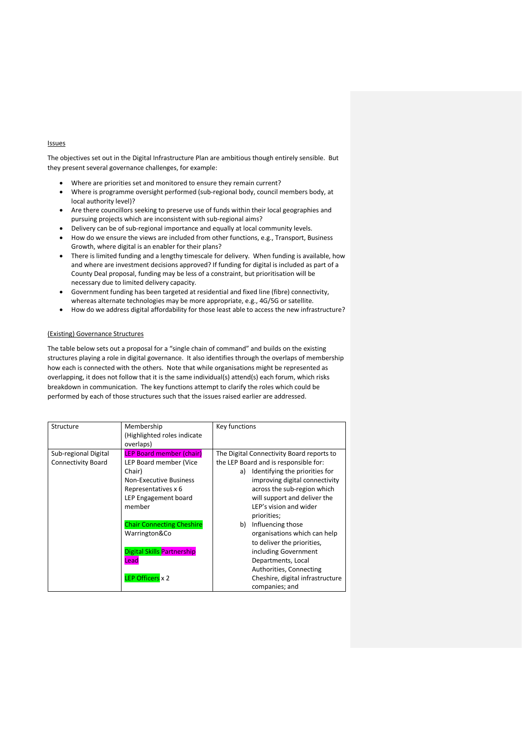Issues

The objectives set out in the Digital Infrastructure Plan are ambitious though entirely sensible. But they present several governance challenges, for example:

- Where are priorities set and monitored to ensure they remain current?
- Where is programme oversight performed (sub-regional body, council members body, at local authority level)?
- Are there councillors seeking to preserve use of funds within their local geographies and pursuing projects which are inconsistent with sub-regional aims?
- Delivery can be of sub-regional importance and equally at local community levels.
- How do we ensure the views are included from other functions, e.g., Transport, Business Growth, where digital is an enabler for their plans?
- There is limited funding and a lengthy timescale for delivery. When funding is available, how and where are investment decisions approved? If funding for digital is included as part of a County Deal proposal, funding may be less of a constraint, but prioritisation will be necessary due to limited delivery capacity.
- Government funding has been targeted at residential and fixed line (fibre) connectivity, whereas alternate technologies may be more appropriate, e.g., 4G/5G or satellite.
- How do we address digital affordability for those least able to access the new infrastructure?

(Existing) Governance Structures

The table below sets out a proposal for a "single chain of command" and builds on the existing structures playing a role in digital governance. It also identifies through the overlaps of membership how each is connected with the others. Note that while organisations might be represented as overlapping, it does not follow that it is the same individual(s) attend(s) each forum, which risks breakdown in communication. The key functions attempt to clarify the roles which could be performed by each of those structures such that the issues raised earlier are addressed.

| Structure | Membership (Highlighted roles indicate overlaps) | Key functions |
|---|---|---|
| Sub-regional Digital Connectivity Board | LEP Board member (chair)<br>LEP Board member (Vice Chair)<br>Non-Executive Business Representatives x 6<br>LEP Engagement board member<br><br>Chair Connecting Cheshire<br>Warrington&Co<br><br>Digital Skills Partnership Lead<br><br>LEP Officers x 2 | The Digital Connectivity Board reports to the LEP Board and is responsible for:<br>a) Identifying the priorities for improving digital connectivity across the sub-region which will support and deliver the LEP's vision and wider priorities;<br>b) Influencing those organisations which can help to deliver the priorities, including Government Departments, Local Authorities, Connecting Cheshire, digital infrastructure companies; and |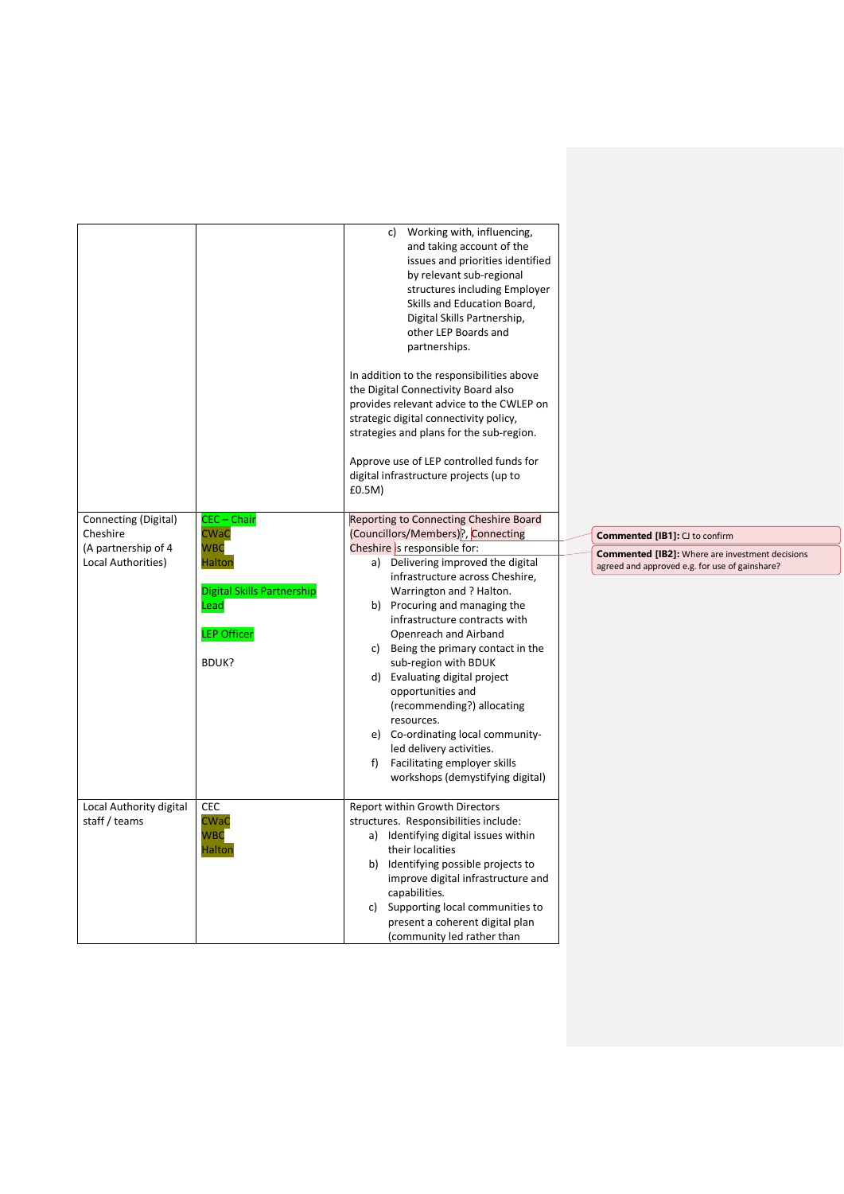| | | |
|---|---|---|
| | | c) Working with, influencing, and taking account of the issues and priorities identified by relevant sub-regional structures including Employer Skills and Education Board, Digital Skills Partnership, other LEP Boards and partnerships.<br><br>In addition to the responsibilities above the Digital Connectivity Board also provides relevant advice to the CWLEP on strategic digital connectivity policy, strategies and plans for the sub-region.<br><br>Approve use of LEP controlled funds for digital infrastructure projects (up to £0.5M) |
| Connecting (Digital) Cheshire<br>(A partnership of 4 Local Authorities) | CEC – Chair<br>CWaC<br>WBC<br>Halton<br><br>Digital Skills Partnership Lead<br><br>LEP Officer<br><br>BDUK? | Reporting to Connecting Cheshire Board (Councillors/Members)?, Connecting Cheshire is responsible for:<br>a) Delivering improved the digital infrastructure across Cheshire, Warrington and ? Halton.<br>b) Procuring and managing the infrastructure contracts with Openreach and Airband<br>c) Being the primary contact in the sub-region with BDUK<br>d) Evaluating digital project opportunities and (recommending?) allocating resources.<br>e) Co-ordinating local community-led delivery activities.<br>f) Facilitating employer skills workshops (demystifying digital) |
| Local Authority digital staff / teams | CEC<br>CWaC<br>WBC<br>Halton | Report within Growth Directors structures. Responsibilities include:<br>a) Identifying digital issues within their localities<br>b) Identifying possible projects to improve digital infrastructure and capabilities.<br>c) Supporting local communities to present a coherent digital plan (community led rather than |

**Commented [IB1]:** CJ to confirm

**Commented [IB2]:** Where are investment decisions agreed and approved e.g. for use of gainshare?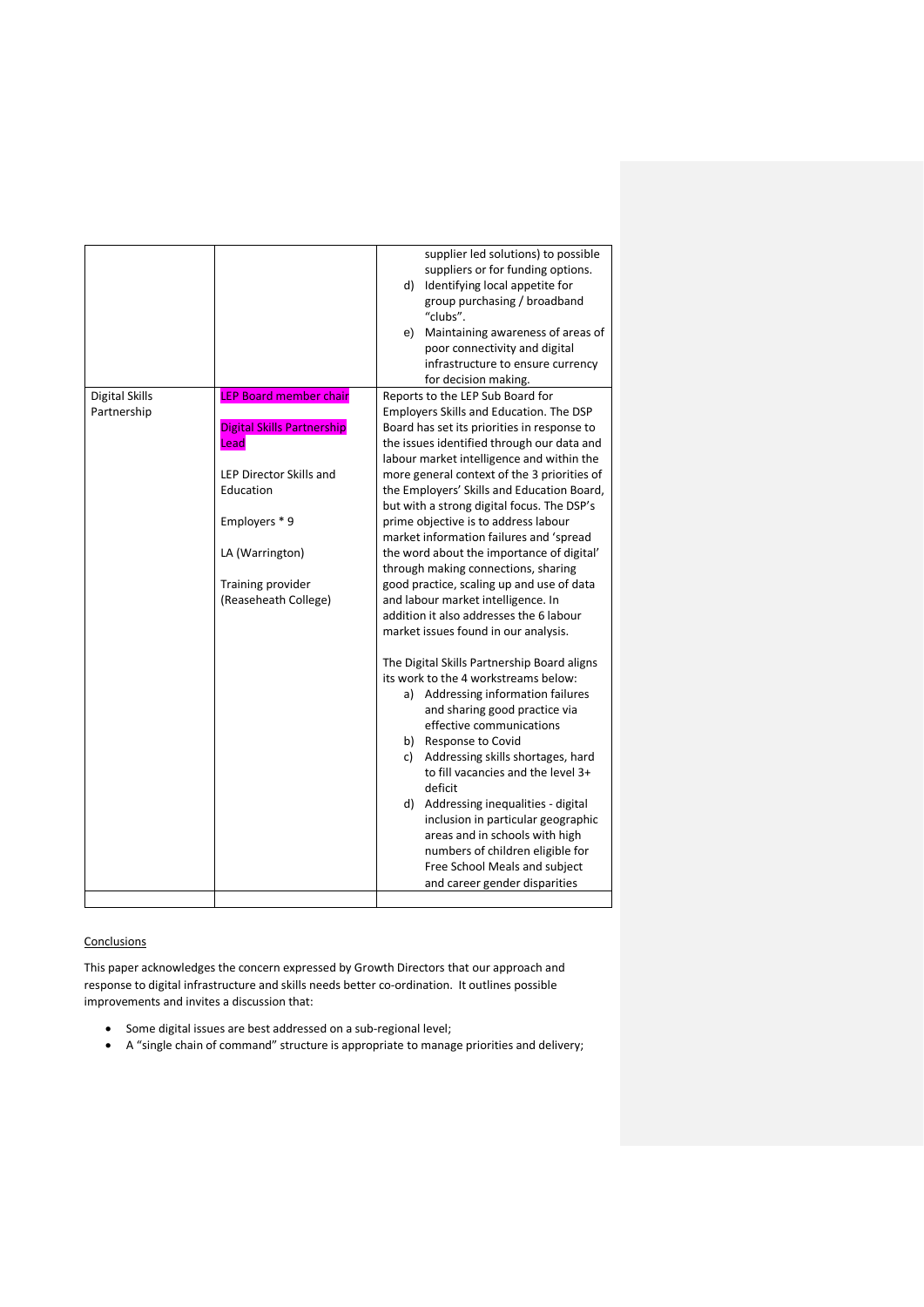| | | |
|---|---|---|
| | | supplier led solutions) to possible suppliers or for funding options.<br>d) Identifying local appetite for group purchasing / broadband "clubs".<br>e) Maintaining awareness of areas of poor connectivity and digital infrastructure to ensure currency for decision making. |
| Digital Skills Partnership | LEP Board member chair<br><br>Digital Skills Partnership Lead<br><br>LEP Director Skills and Education<br><br>Employers * 9<br><br>LA (Warrington)<br><br>Training provider (Reaseheath College) | Reports to the LEP Sub Board for Employers Skills and Education. The DSP Board has set its priorities in response to the issues identified through our data and labour market intelligence and within the more general context of the 3 priorities of the Employers' Skills and Education Board, but with a strong digital focus. The DSP's prime objective is to address labour market information failures and 'spread the word about the importance of digital' through making connections, sharing good practice, scaling up and use of data and labour market intelligence. In addition it also addresses the 6 labour market issues found in our analysis.<br><br>The Digital Skills Partnership Board aligns its work to the 4 workstreams below:<br>a) Addressing information failures and sharing good practice via effective communications<br>b) Response to Covid<br>c) Addressing skills shortages, hard to fill vacancies and the level 3+ deficit<br>d) Addressing inequalities - digital inclusion in particular geographic areas and in schools with high numbers of children eligible for Free School Meals and subject and career gender disparities |
| | | |

<u>Conclusions</u>

This paper acknowledges the concern expressed by Growth Directors that our approach and response to digital infrastructure and skills needs better co-ordination. It outlines possible improvements and invites a discussion that:

- Some digital issues are best addressed on a sub-regional level;
- A "single chain of command" structure is appropriate to manage priorities and delivery;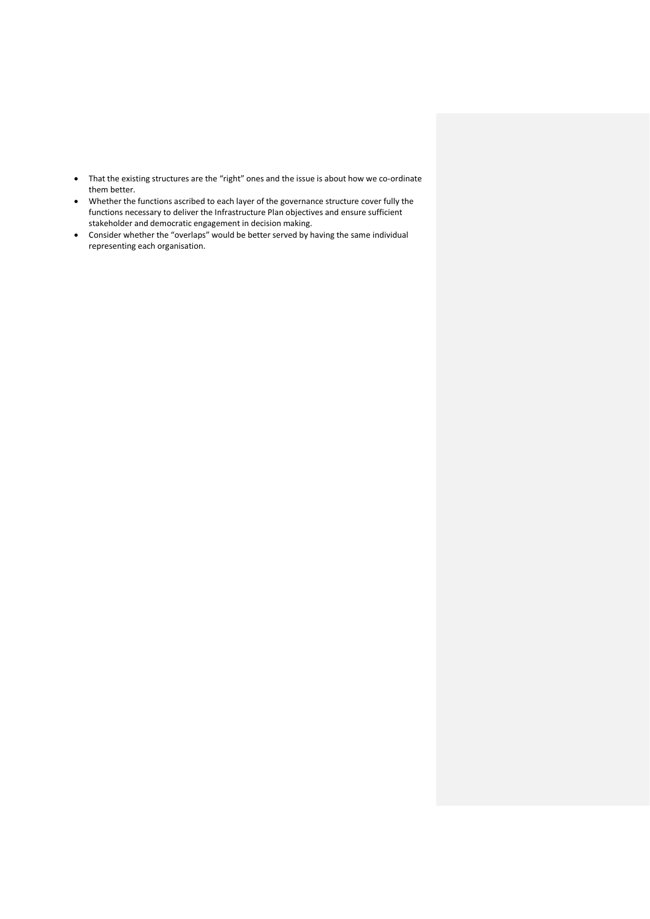- That the existing structures are the "right" ones and the issue is about how we co-ordinate them better.
- Whether the functions ascribed to each layer of the governance structure cover fully the functions necessary to deliver the Infrastructure Plan objectives and ensure sufficient stakeholder and democratic engagement in decision making.
- Consider whether the "overlaps" would be better served by having the same individual representing each organisation.